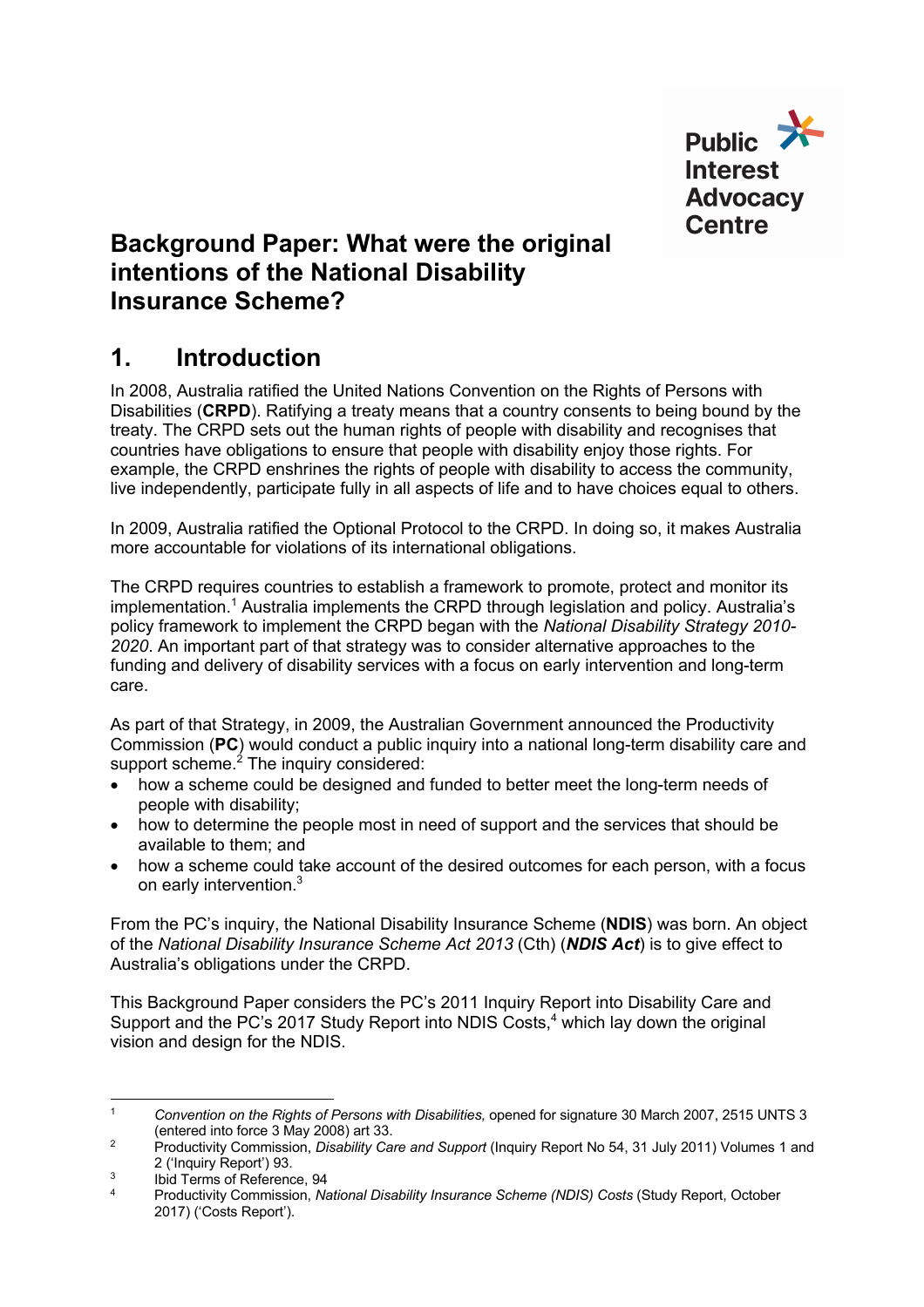Public Interest Advocacy Centre

# Background Paper: What were the original intentions of the National Disability Insurance Scheme?

## 1. Introduction

In 2008, Australia ratified the United Nations Convention on the Rights of Persons with Disabilities (**CRPD**). Ratifying a treaty means that a country consents to being bound by the treaty. The CRPD sets out the human rights of people with disability and recognises that countries have obligations to ensure that people with disability enjoy those rights. For example, the CRPD enshrines the rights of people with disability to access the community, live independently, participate fully in all aspects of life and to have choices equal to others.

In 2009, Australia ratified the Optional Protocol to the CRPD. In doing so, it makes Australia more accountable for violations of its international obligations.

The CRPD requires countries to establish a framework to promote, protect and monitor its implementation.[1] Australia implements the CRPD through legislation and policy. Australia's policy framework to implement the CRPD began with the *National Disability Strategy 2010-2020*. An important part of that strategy was to consider alternative approaches to the funding and delivery of disability services with a focus on early intervention and long-term care.

As part of that Strategy, in 2009, the Australian Government announced the Productivity Commission (**PC**) would conduct a public inquiry into a national long-term disability care and support scheme.[2] The inquiry considered:

- how a scheme could be designed and funded to better meet the long-term needs of people with disability;
- how to determine the people most in need of support and the services that should be available to them; and
- how a scheme could take account of the desired outcomes for each person, with a focus on early intervention.[3]

From the PC's inquiry, the National Disability Insurance Scheme (**NDIS**) was born. An object of the *National Disability Insurance Scheme Act 2013* (Cth) (***NDIS Act***) is to give effect to Australia's obligations under the CRPD.

This Background Paper considers the PC's 2011 Inquiry Report into Disability Care and Support and the PC's 2017 Study Report into NDIS Costs,[4] which lay down the original vision and design for the NDIS.

---

[1] *Convention on the Rights of Persons with Disabilities,* opened for signature 30 March 2007, 2515 UNTS 3 (entered into force 3 May 2008) art 33.

[2] Productivity Commission, *Disability Care and Support* (Inquiry Report No 54, 31 July 2011) Volumes 1 and 2 ('Inquiry Report') 93.

[3] Ibid Terms of Reference, 94

[4] Productivity Commission, *National Disability Insurance Scheme (NDIS) Costs* (Study Report, October 2017) ('Costs Report').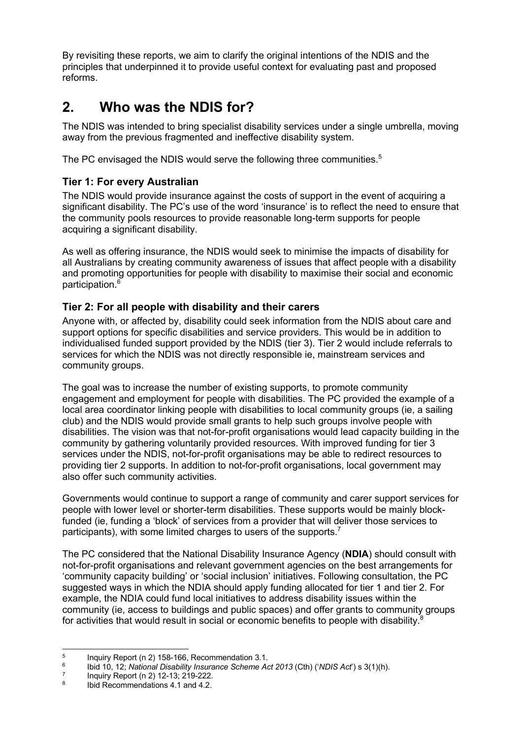By revisiting these reports, we aim to clarify the original intentions of the NDIS and the principles that underpinned it to provide useful context for evaluating past and proposed reforms.

## 2. Who was the NDIS for?

The NDIS was intended to bring specialist disability services under a single umbrella, moving away from the previous fragmented and ineffective disability system.

The PC envisaged the NDIS would serve the following three communities.[5]

### Tier 1: For every Australian

The NDIS would provide insurance against the costs of support in the event of acquiring a significant disability. The PC's use of the word 'insurance' is to reflect the need to ensure that the community pools resources to provide reasonable long-term supports for people acquiring a significant disability.

As well as offering insurance, the NDIS would seek to minimise the impacts of disability for all Australians by creating community awareness of issues that affect people with a disability and promoting opportunities for people with disability to maximise their social and economic participation.[6]

### Tier 2: For all people with disability and their carers

Anyone with, or affected by, disability could seek information from the NDIS about care and support options for specific disabilities and service providers. This would be in addition to individualised funded support provided by the NDIS (tier 3). Tier 2 would include referrals to services for which the NDIS was not directly responsible ie, mainstream services and community groups.

The goal was to increase the number of existing supports, to promote community engagement and employment for people with disabilities. The PC provided the example of a local area coordinator linking people with disabilities to local community groups (ie, a sailing club) and the NDIS would provide small grants to help such groups involve people with disabilities. The vision was that not-for-profit organisations would lead capacity building in the community by gathering voluntarily provided resources. With improved funding for tier 3 services under the NDIS, not-for-profit organisations may be able to redirect resources to providing tier 2 supports. In addition to not-for-profit organisations, local government may also offer such community activities.

Governments would continue to support a range of community and carer support services for people with lower level or shorter-term disabilities. These supports would be mainly block-funded (ie, funding a 'block' of services from a provider that will deliver those services to participants), with some limited charges to users of the supports.[7]

The PC considered that the National Disability Insurance Agency (**NDIA**) should consult with not-for-profit organisations and relevant government agencies on the best arrangements for 'community capacity building' or 'social inclusion' initiatives. Following consultation, the PC suggested ways in which the NDIA should apply funding allocated for tier 1 and tier 2. For example, the NDIA could fund local initiatives to address disability issues within the community (ie, access to buildings and public spaces) and offer grants to community groups for activities that would result in social or economic benefits to people with disability.[8]

---

[5] Inquiry Report (n 2) 158-166, Recommendation 3.1.

[6] Ibid 10, 12; *National Disability Insurance Scheme Act 2013* (Cth) ('*NDIS Act*') s 3(1)(h).

[7] Inquiry Report (n 2) 12-13; 219-222.

[8] Ibid Recommendations 4.1 and 4.2.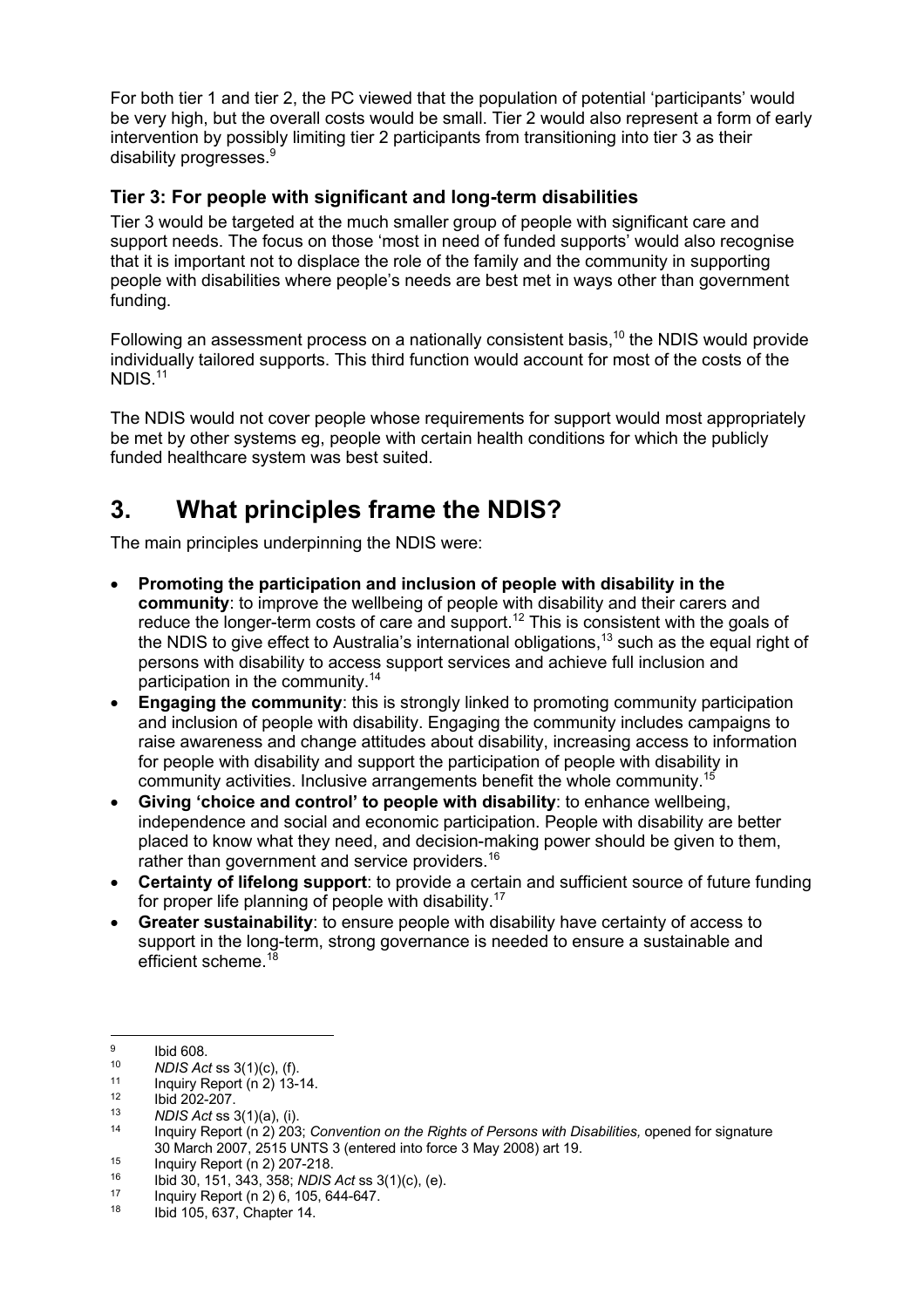For both tier 1 and tier 2, the PC viewed that the population of potential 'participants' would be very high, but the overall costs would be small. Tier 2 would also represent a form of early intervention by possibly limiting tier 2 participants from transitioning into tier 3 as their disability progresses.[9]

### Tier 3: For people with significant and long-term disabilities

Tier 3 would be targeted at the much smaller group of people with significant care and support needs. The focus on those 'most in need of funded supports' would also recognise that it is important not to displace the role of the family and the community in supporting people with disabilities where people's needs are best met in ways other than government funding.

Following an assessment process on a nationally consistent basis,[10] the NDIS would provide individually tailored supports. This third function would account for most of the costs of the NDIS.[11]

The NDIS would not cover people whose requirements for support would most appropriately be met by other systems eg, people with certain health conditions for which the publicly funded healthcare system was best suited.

## 3. What principles frame the NDIS?

The main principles underpinning the NDIS were:

- **Promoting the participation and inclusion of people with disability in the community**: to improve the wellbeing of people with disability and their carers and reduce the longer-term costs of care and support.[12] This is consistent with the goals of the NDIS to give effect to Australia's international obligations,[13] such as the equal right of persons with disability to access support services and achieve full inclusion and participation in the community.[14]
- **Engaging the community**: this is strongly linked to promoting community participation and inclusion of people with disability. Engaging the community includes campaigns to raise awareness and change attitudes about disability, increasing access to information for people with disability and support the participation of people with disability in community activities. Inclusive arrangements benefit the whole community.[15]
- **Giving 'choice and control' to people with disability**: to enhance wellbeing, independence and social and economic participation. People with disability are better placed to know what they need, and decision-making power should be given to them, rather than government and service providers.[16]
- **Certainty of lifelong support**: to provide a certain and sufficient source of future funding for proper life planning of people with disability.[17]
- **Greater sustainability**: to ensure people with disability have certainty of access to support in the long-term, strong governance is needed to ensure a sustainable and efficient scheme.[18]

---

[9] Ibid 608.

[10] *NDIS Act* ss 3(1)(c), (f).

[11] Inquiry Report (n 2) 13-14.

[12] Ibid 202-207.

[13] *NDIS Act* ss 3(1)(a), (i).

[14] Inquiry Report (n 2) 203; *Convention on the Rights of Persons with Disabilities,* opened for signature 30 March 2007, 2515 UNTS 3 (entered into force 3 May 2008) art 19.

[15] Inquiry Report (n 2) 207-218.

[16] Ibid 30, 151, 343, 358; *NDIS Act* ss 3(1)(c), (e).

[17] Inquiry Report (n 2) 6, 105, 644-647.

[18] Ibid 105, 637, Chapter 14.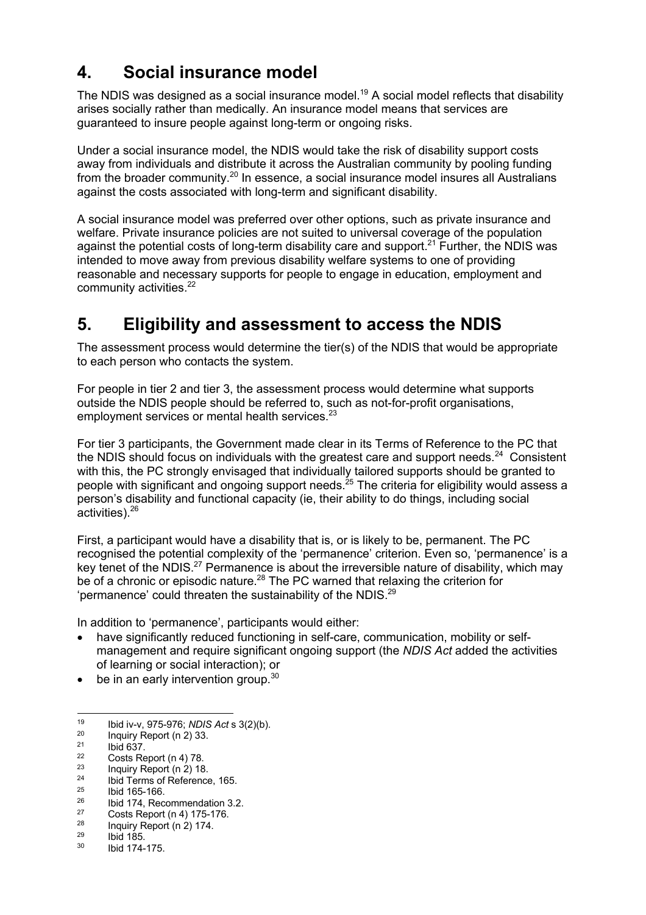## 4. Social insurance model

The NDIS was designed as a social insurance model.[19] A social model reflects that disability arises socially rather than medically. An insurance model means that services are guaranteed to insure people against long-term or ongoing risks.

Under a social insurance model, the NDIS would take the risk of disability support costs away from individuals and distribute it across the Australian community by pooling funding from the broader community.[20] In essence, a social insurance model insures all Australians against the costs associated with long-term and significant disability.

A social insurance model was preferred over other options, such as private insurance and welfare. Private insurance policies are not suited to universal coverage of the population against the potential costs of long-term disability care and support.[21] Further, the NDIS was intended to move away from previous disability welfare systems to one of providing reasonable and necessary supports for people to engage in education, employment and community activities.[22]

## 5. Eligibility and assessment to access the NDIS

The assessment process would determine the tier(s) of the NDIS that would be appropriate to each person who contacts the system.

For people in tier 2 and tier 3, the assessment process would determine what supports outside the NDIS people should be referred to, such as not-for-profit organisations, employment services or mental health services.[23]

For tier 3 participants, the Government made clear in its Terms of Reference to the PC that the NDIS should focus on individuals with the greatest care and support needs.[24] Consistent with this, the PC strongly envisaged that individually tailored supports should be granted to people with significant and ongoing support needs.[25] The criteria for eligibility would assess a person's disability and functional capacity (ie, their ability to do things, including social activities).[26]

First, a participant would have a disability that is, or is likely to be, permanent. The PC recognised the potential complexity of the 'permanence' criterion. Even so, 'permanence' is a key tenet of the NDIS.[27] Permanence is about the irreversible nature of disability, which may be of a chronic or episodic nature.[28] The PC warned that relaxing the criterion for 'permanence' could threaten the sustainability of the NDIS.[29]

In addition to 'permanence', participants would either:

- have significantly reduced functioning in self-care, communication, mobility or self-management and require significant ongoing support (the *NDIS Act* added the activities of learning or social interaction); or
- be in an early intervention group.[30]

---

[19] Ibid iv-v, 975-976; *NDIS Act* s 3(2)(b).
[20] Inquiry Report (n 2) 33.
[21] Ibid 637.
[22] Costs Report (n 4) 78.
[23] Inquiry Report (n 2) 18.
[24] Ibid Terms of Reference, 165.
[25] Ibid 165-166.
[26] Ibid 174, Recommendation 3.2.
[27] Costs Report (n 4) 175-176.
[28] Inquiry Report (n 2) 174.
[29] Ibid 185.
[30] Ibid 174-175.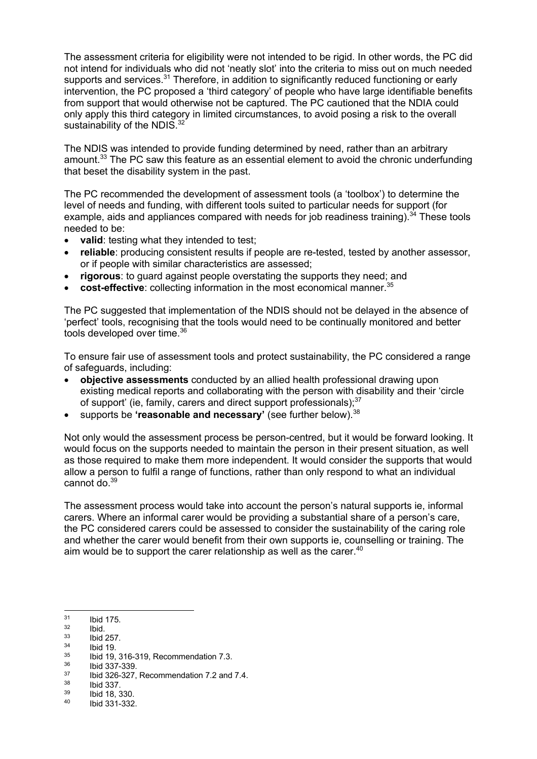The assessment criteria for eligibility were not intended to be rigid. In other words, the PC did not intend for individuals who did not 'neatly slot' into the criteria to miss out on much needed supports and services.[31] Therefore, in addition to significantly reduced functioning or early intervention, the PC proposed a 'third category' of people who have large identifiable benefits from support that would otherwise not be captured. The PC cautioned that the NDIA could only apply this third category in limited circumstances, to avoid posing a risk to the overall sustainability of the NDIS.[32]

The NDIS was intended to provide funding determined by need, rather than an arbitrary amount.[33] The PC saw this feature as an essential element to avoid the chronic underfunding that beset the disability system in the past.

The PC recommended the development of assessment tools (a 'toolbox') to determine the level of needs and funding, with different tools suited to particular needs for support (for example, aids and appliances compared with needs for job readiness training).[34] These tools needed to be:

- **valid**: testing what they intended to test;
- **reliable**: producing consistent results if people are re-tested, tested by another assessor, or if people with similar characteristics are assessed;
- **rigorous**: to guard against people overstating the supports they need; and
- **cost-effective**: collecting information in the most economical manner.[35]

The PC suggested that implementation of the NDIS should not be delayed in the absence of 'perfect' tools, recognising that the tools would need to be continually monitored and better tools developed over time.[36]

To ensure fair use of assessment tools and protect sustainability, the PC considered a range of safeguards, including:

- **objective assessments** conducted by an allied health professional drawing upon existing medical reports and collaborating with the person with disability and their 'circle of support' (ie, family, carers and direct support professionals);[37]
- supports be **'reasonable and necessary'** (see further below).[38]

Not only would the assessment process be person-centred, but it would be forward looking. It would focus on the supports needed to maintain the person in their present situation, as well as those required to make them more independent. It would consider the supports that would allow a person to fulfil a range of functions, rather than only respond to what an individual cannot do.[39]

The assessment process would take into account the person's natural supports ie, informal carers. Where an informal carer would be providing a substantial share of a person's care, the PC considered carers could be assessed to consider the sustainability of the caring role and whether the carer would benefit from their own supports ie, counselling or training. The aim would be to support the carer relationship as well as the carer.[40]

---

[31] Ibid 175.
[32] Ibid.
[33] Ibid 257.
[34] Ibid 19.
[35] Ibid 19, 316-319, Recommendation 7.3.
[36] Ibid 337-339.
[37] Ibid 326-327, Recommendation 7.2 and 7.4.
[38] Ibid 337.
[39] Ibid 18, 330.
[40] Ibid 331-332.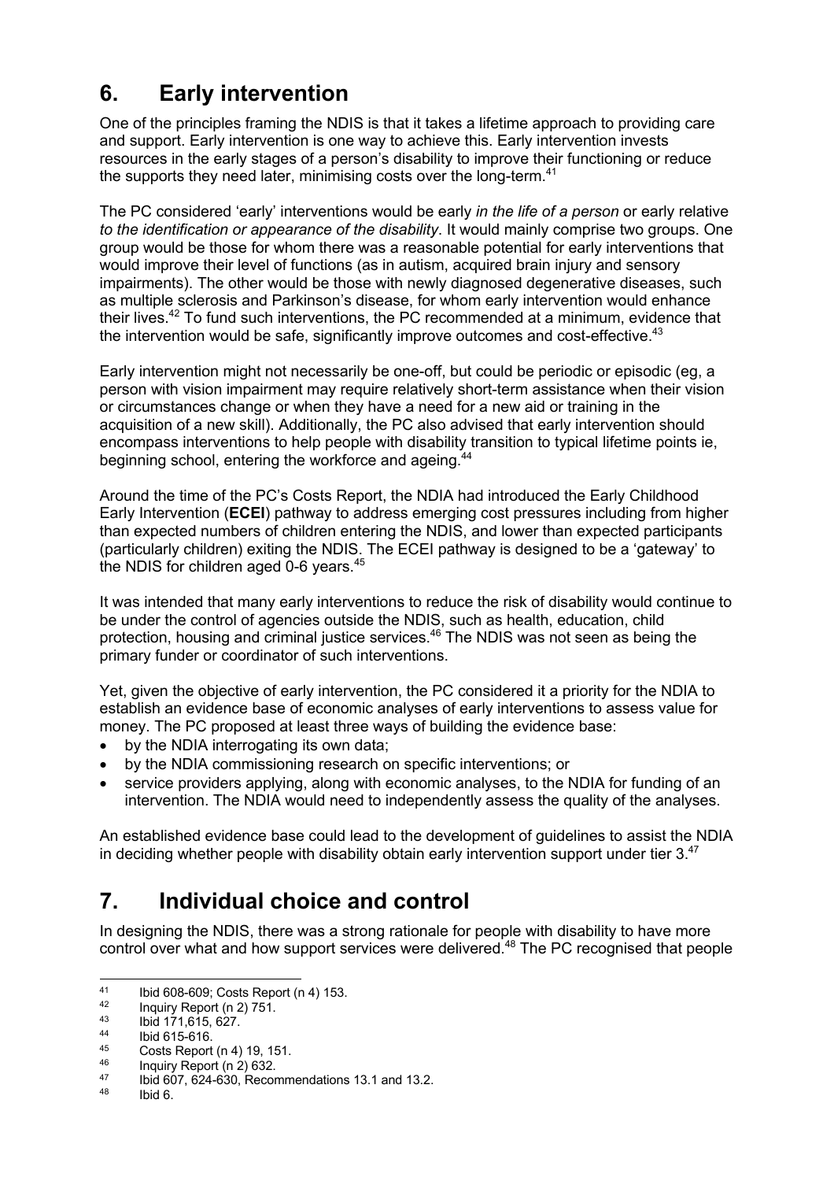## 6. Early intervention

One of the principles framing the NDIS is that it takes a lifetime approach to providing care and support. Early intervention is one way to achieve this. Early intervention invests resources in the early stages of a person's disability to improve their functioning or reduce the supports they need later, minimising costs over the long-term.[41]

The PC considered 'early' interventions would be early *in the life of a person* or early relative *to the identification or appearance of the disability*. It would mainly comprise two groups. One group would be those for whom there was a reasonable potential for early interventions that would improve their level of functions (as in autism, acquired brain injury and sensory impairments). The other would be those with newly diagnosed degenerative diseases, such as multiple sclerosis and Parkinson's disease, for whom early intervention would enhance their lives.[42] To fund such interventions, the PC recommended at a minimum, evidence that the intervention would be safe, significantly improve outcomes and cost-effective.[43]

Early intervention might not necessarily be one-off, but could be periodic or episodic (eg, a person with vision impairment may require relatively short-term assistance when their vision or circumstances change or when they have a need for a new aid or training in the acquisition of a new skill). Additionally, the PC also advised that early intervention should encompass interventions to help people with disability transition to typical lifetime points ie, beginning school, entering the workforce and ageing.[44]

Around the time of the PC's Costs Report, the NDIA had introduced the Early Childhood Early Intervention (**ECEI**) pathway to address emerging cost pressures including from higher than expected numbers of children entering the NDIS, and lower than expected participants (particularly children) exiting the NDIS. The ECEI pathway is designed to be a 'gateway' to the NDIS for children aged 0-6 years.[45]

It was intended that many early interventions to reduce the risk of disability would continue to be under the control of agencies outside the NDIS, such as health, education, child protection, housing and criminal justice services.[46] The NDIS was not seen as being the primary funder or coordinator of such interventions.

Yet, given the objective of early intervention, the PC considered it a priority for the NDIA to establish an evidence base of economic analyses of early interventions to assess value for money. The PC proposed at least three ways of building the evidence base:

- by the NDIA interrogating its own data;
- by the NDIA commissioning research on specific interventions; or
- service providers applying, along with economic analyses, to the NDIA for funding of an intervention. The NDIA would need to independently assess the quality of the analyses.

An established evidence base could lead to the development of guidelines to assist the NDIA in deciding whether people with disability obtain early intervention support under tier 3.[47]

## 7. Individual choice and control

In designing the NDIS, there was a strong rationale for people with disability to have more control over what and how support services were delivered.[48] The PC recognised that people

---

[41] Ibid 608-609; Costs Report (n 4) 153.
[42] Inquiry Report (n 2) 751.
[43] Ibid 171,615, 627.
[44] Ibid 615-616.
[45] Costs Report (n 4) 19, 151.
[46] Inquiry Report (n 2) 632.
[47] Ibid 607, 624-630, Recommendations 13.1 and 13.2.
[48] Ibid 6.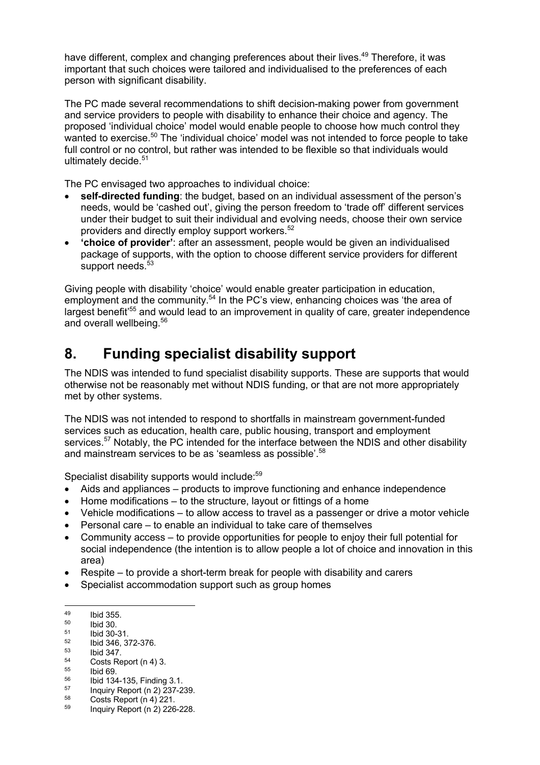have different, complex and changing preferences about their lives.[49] Therefore, it was important that such choices were tailored and individualised to the preferences of each person with significant disability.

The PC made several recommendations to shift decision-making power from government and service providers to people with disability to enhance their choice and agency. The proposed 'individual choice' model would enable people to choose how much control they wanted to exercise.[50] The 'individual choice' model was not intended to force people to take full control or no control, but rather was intended to be flexible so that individuals would ultimately decide.[51]

The PC envisaged two approaches to individual choice:

- **self-directed funding**: the budget, based on an individual assessment of the person's needs, would be 'cashed out', giving the person freedom to 'trade off' different services under their budget to suit their individual and evolving needs, choose their own service providers and directly employ support workers.[52]
- **'choice of provider'**: after an assessment, people would be given an individualised package of supports, with the option to choose different service providers for different support needs.[53]

Giving people with disability 'choice' would enable greater participation in education, employment and the community.[54] In the PC's view, enhancing choices was 'the area of largest benefit'[55] and would lead to an improvement in quality of care, greater independence and overall wellbeing.[56]

# 8. Funding specialist disability support

The NDIS was intended to fund specialist disability supports. These are supports that would otherwise not be reasonably met without NDIS funding, or that are not more appropriately met by other systems.

The NDIS was not intended to respond to shortfalls in mainstream government-funded services such as education, health care, public housing, transport and employment services.[57] Notably, the PC intended for the interface between the NDIS and other disability and mainstream services to be as 'seamless as possible'.[58]

Specialist disability supports would include:[59]

- Aids and appliances – products to improve functioning and enhance independence
- Home modifications – to the structure, layout or fittings of a home
- Vehicle modifications – to allow access to travel as a passenger or drive a motor vehicle
- Personal care – to enable an individual to take care of themselves
- Community access – to provide opportunities for people to enjoy their full potential for social independence (the intention is to allow people a lot of choice and innovation in this area)
- Respite – to provide a short-term break for people with disability and carers
- Specialist accommodation support such as group homes

---

[49] Ibid 355.
[50] Ibid 30.
[51] Ibid 30-31.
[52] Ibid 346, 372-376.
[53] Ibid 347.
[54] Costs Report (n 4) 3.
[55] Ibid 69.
[56] Ibid 134-135, Finding 3.1.
[57] Inquiry Report (n 2) 237-239.
[58] Costs Report (n 4) 221.
[59] Inquiry Report (n 2) 226-228.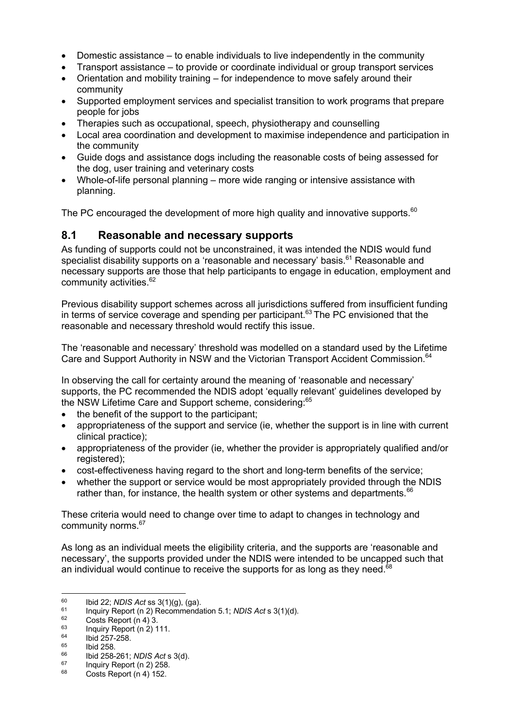- Domestic assistance – to enable individuals to live independently in the community
- Transport assistance – to provide or coordinate individual or group transport services
- Orientation and mobility training – for independence to move safely around their community
- Supported employment services and specialist transition to work programs that prepare people for jobs
- Therapies such as occupational, speech, physiotherapy and counselling
- Local area coordination and development to maximise independence and participation in the community
- Guide dogs and assistance dogs including the reasonable costs of being assessed for the dog, user training and veterinary costs
- Whole-of-life personal planning – more wide ranging or intensive assistance with planning.

The PC encouraged the development of more high quality and innovative supports.[60]

## 8.1 Reasonable and necessary supports

As funding of supports could not be unconstrained, it was intended the NDIS would fund specialist disability supports on a 'reasonable and necessary' basis.[61] Reasonable and necessary supports are those that help participants to engage in education, employment and community activities.[62]

Previous disability support schemes across all jurisdictions suffered from insufficient funding in terms of service coverage and spending per participant.[63] The PC envisioned that the reasonable and necessary threshold would rectify this issue.

The 'reasonable and necessary' threshold was modelled on a standard used by the Lifetime Care and Support Authority in NSW and the Victorian Transport Accident Commission.[64]

In observing the call for certainty around the meaning of 'reasonable and necessary' supports, the PC recommended the NDIS adopt 'equally relevant' guidelines developed by the NSW Lifetime Care and Support scheme, considering:[65]

- the benefit of the support to the participant;
- appropriateness of the support and service (ie, whether the support is in line with current clinical practice);
- appropriateness of the provider (ie, whether the provider is appropriately qualified and/or registered);
- cost-effectiveness having regard to the short and long-term benefits of the service;
- whether the support or service would be most appropriately provided through the NDIS rather than, for instance, the health system or other systems and departments.[66]

These criteria would need to change over time to adapt to changes in technology and community norms.[67]

As long as an individual meets the eligibility criteria, and the supports are 'reasonable and necessary', the supports provided under the NDIS were intended to be uncapped such that an individual would continue to receive the supports for as long as they need.[68]

---

60 Ibid 22; *NDIS Act* ss 3(1)(g), (ga).

61 Inquiry Report (n 2) Recommendation 5.1; *NDIS Act* s 3(1)(d).

62 Costs Report (n 4) 3.

63 Inquiry Report (n 2) 111.

64 Ibid 257-258.

65 Ibid 258.

66 Ibid 258-261; *NDIS Act* s 3(d).

67 Inquiry Report (n 2) 258.

68 Costs Report (n 4) 152.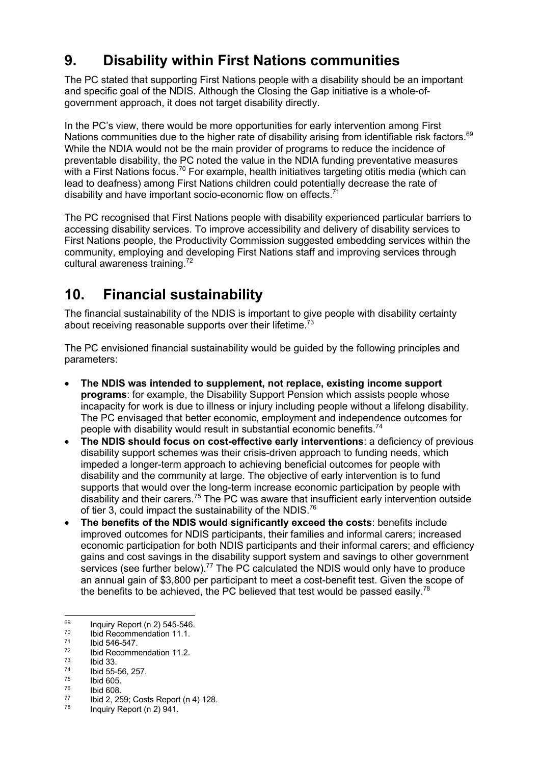## 9. Disability within First Nations communities

The PC stated that supporting First Nations people with a disability should be an important and specific goal of the NDIS. Although the Closing the Gap initiative is a whole-of-government approach, it does not target disability directly.

In the PC's view, there would be more opportunities for early intervention among First Nations communities due to the higher rate of disability arising from identifiable risk factors.[69] While the NDIA would not be the main provider of programs to reduce the incidence of preventable disability, the PC noted the value in the NDIA funding preventative measures with a First Nations focus.[70] For example, health initiatives targeting otitis media (which can lead to deafness) among First Nations children could potentially decrease the rate of disability and have important socio-economic flow on effects.[71]

The PC recognised that First Nations people with disability experienced particular barriers to accessing disability services. To improve accessibility and delivery of disability services to First Nations people, the Productivity Commission suggested embedding services within the community, employing and developing First Nations staff and improving services through cultural awareness training.[72]

## 10. Financial sustainability

The financial sustainability of the NDIS is important to give people with disability certainty about receiving reasonable supports over their lifetime.[73]

The PC envisioned financial sustainability would be guided by the following principles and parameters:

- **The NDIS was intended to supplement, not replace, existing income support programs**: for example, the Disability Support Pension which assists people whose incapacity for work is due to illness or injury including people without a lifelong disability. The PC envisaged that better economic, employment and independence outcomes for people with disability would result in substantial economic benefits.[74]
- **The NDIS should focus on cost-effective early interventions**: a deficiency of previous disability support schemes was their crisis-driven approach to funding needs, which impeded a longer-term approach to achieving beneficial outcomes for people with disability and the community at large. The objective of early intervention is to fund supports that would over the long-term increase economic participation by people with disability and their carers.[75] The PC was aware that insufficient early intervention outside of tier 3, could impact the sustainability of the NDIS.[76]
- **The benefits of the NDIS would significantly exceed the costs**: benefits include improved outcomes for NDIS participants, their families and informal carers; increased economic participation for both NDIS participants and their informal carers; and efficiency gains and cost savings in the disability support system and savings to other government services (see further below).[77] The PC calculated the NDIS would only have to produce an annual gain of $3,800 per participant to meet a cost-benefit test. Given the scope of the benefits to be achieved, the PC believed that test would be passed easily.[78]

---

69 Inquiry Report (n 2) 545-546.
70 Ibid Recommendation 11.1.
71 Ibid 546-547.
72 Ibid Recommendation 11.2.
73 Ibid 33.
74 Ibid 55-56, 257.
75 Ibid 605.
76 Ibid 608.
77 Ibid 2, 259; Costs Report (n 4) 128.
78 Inquiry Report (n 2) 941.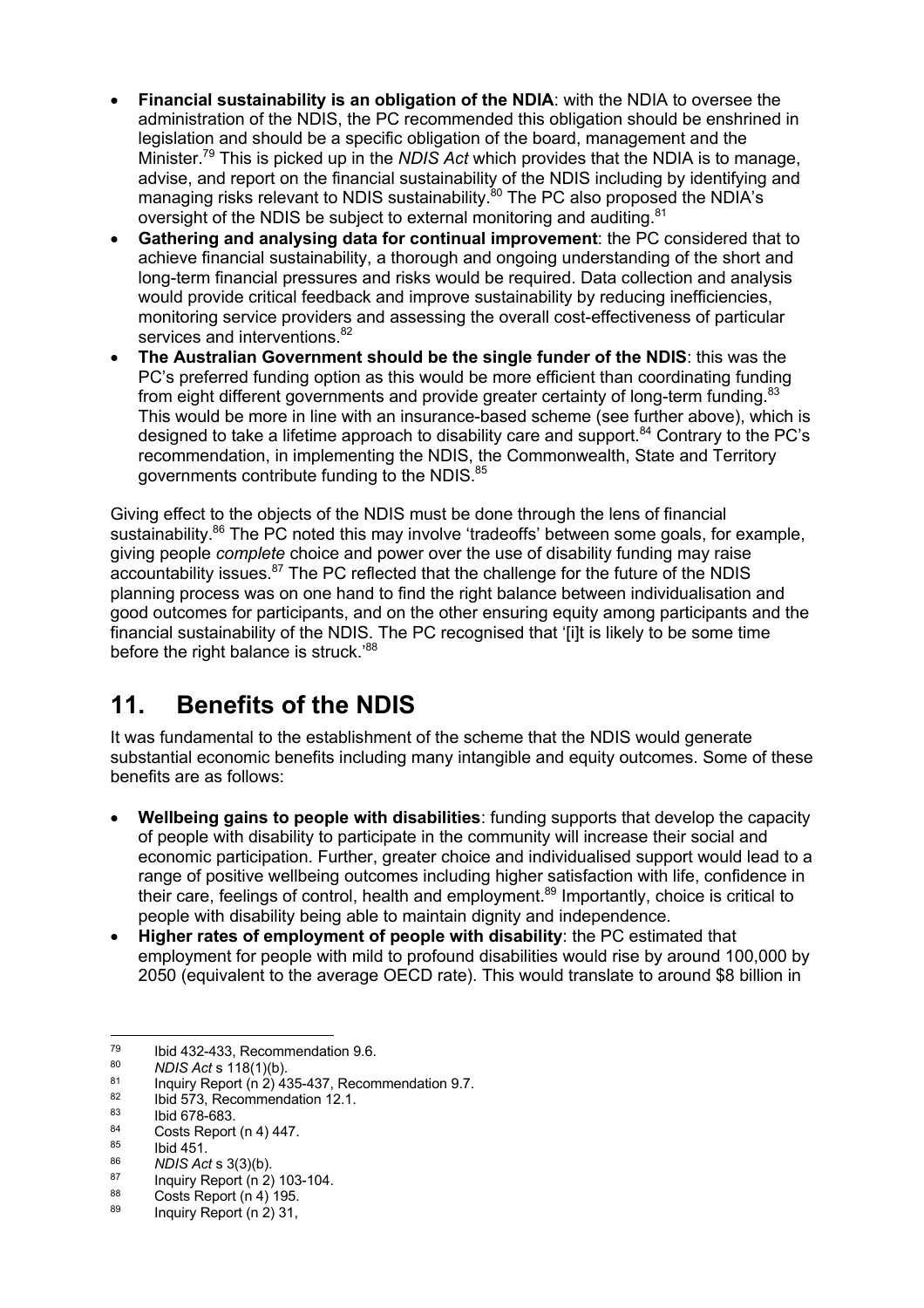- **Financial sustainability is an obligation of the NDIA**: with the NDIA to oversee the administration of the NDIS, the PC recommended this obligation should be enshrined in legislation and should be a specific obligation of the board, management and the Minister.[79] This is picked up in the *NDIS Act* which provides that the NDIA is to manage, advise, and report on the financial sustainability of the NDIS including by identifying and managing risks relevant to NDIS sustainability.[80] The PC also proposed the NDIA's oversight of the NDIS be subject to external monitoring and auditing.[81]
- **Gathering and analysing data for continual improvement**: the PC considered that to achieve financial sustainability, a thorough and ongoing understanding of the short and long-term financial pressures and risks would be required. Data collection and analysis would provide critical feedback and improve sustainability by reducing inefficiencies, monitoring service providers and assessing the overall cost-effectiveness of particular services and interventions.[82]
- **The Australian Government should be the single funder of the NDIS**: this was the PC's preferred funding option as this would be more efficient than coordinating funding from eight different governments and provide greater certainty of long-term funding.[83] This would be more in line with an insurance-based scheme (see further above), which is designed to take a lifetime approach to disability care and support.[84] Contrary to the PC's recommendation, in implementing the NDIS, the Commonwealth, State and Territory governments contribute funding to the NDIS.[85]

Giving effect to the objects of the NDIS must be done through the lens of financial sustainability.[86] The PC noted this may involve 'tradeoffs' between some goals, for example, giving people *complete* choice and power over the use of disability funding may raise accountability issues.[87] The PC reflected that the challenge for the future of the NDIS planning process was on one hand to find the right balance between individualisation and good outcomes for participants, and on the other ensuring equity among participants and the financial sustainability of the NDIS. The PC recognised that '[i]t is likely to be some time before the right balance is struck.'[88]

## 11. Benefits of the NDIS

It was fundamental to the establishment of the scheme that the NDIS would generate substantial economic benefits including many intangible and equity outcomes. Some of these benefits are as follows:

- **Wellbeing gains to people with disabilities**: funding supports that develop the capacity of people with disability to participate in the community will increase their social and economic participation. Further, greater choice and individualised support would lead to a range of positive wellbeing outcomes including higher satisfaction with life, confidence in their care, feelings of control, health and employment.[89] Importantly, choice is critical to people with disability being able to maintain dignity and independence.
- **Higher rates of employment of people with disability**: the PC estimated that employment for people with mild to profound disabilities would rise by around 100,000 by 2050 (equivalent to the average OECD rate). This would translate to around $8 billion in

---

[79] Ibid 432-433, Recommendation 9.6.
[80] *NDIS Act* s 118(1)(b).
[81] Inquiry Report (n 2) 435-437, Recommendation 9.7.
[82] Ibid 573, Recommendation 12.1.
[83] Ibid 678-683.
[84] Costs Report (n 4) 447.
[85] Ibid 451.
[86] *NDIS Act* s 3(3)(b).
[87] Inquiry Report (n 2) 103-104.
[88] Costs Report (n 4) 195.
[89] Inquiry Report (n 2) 31,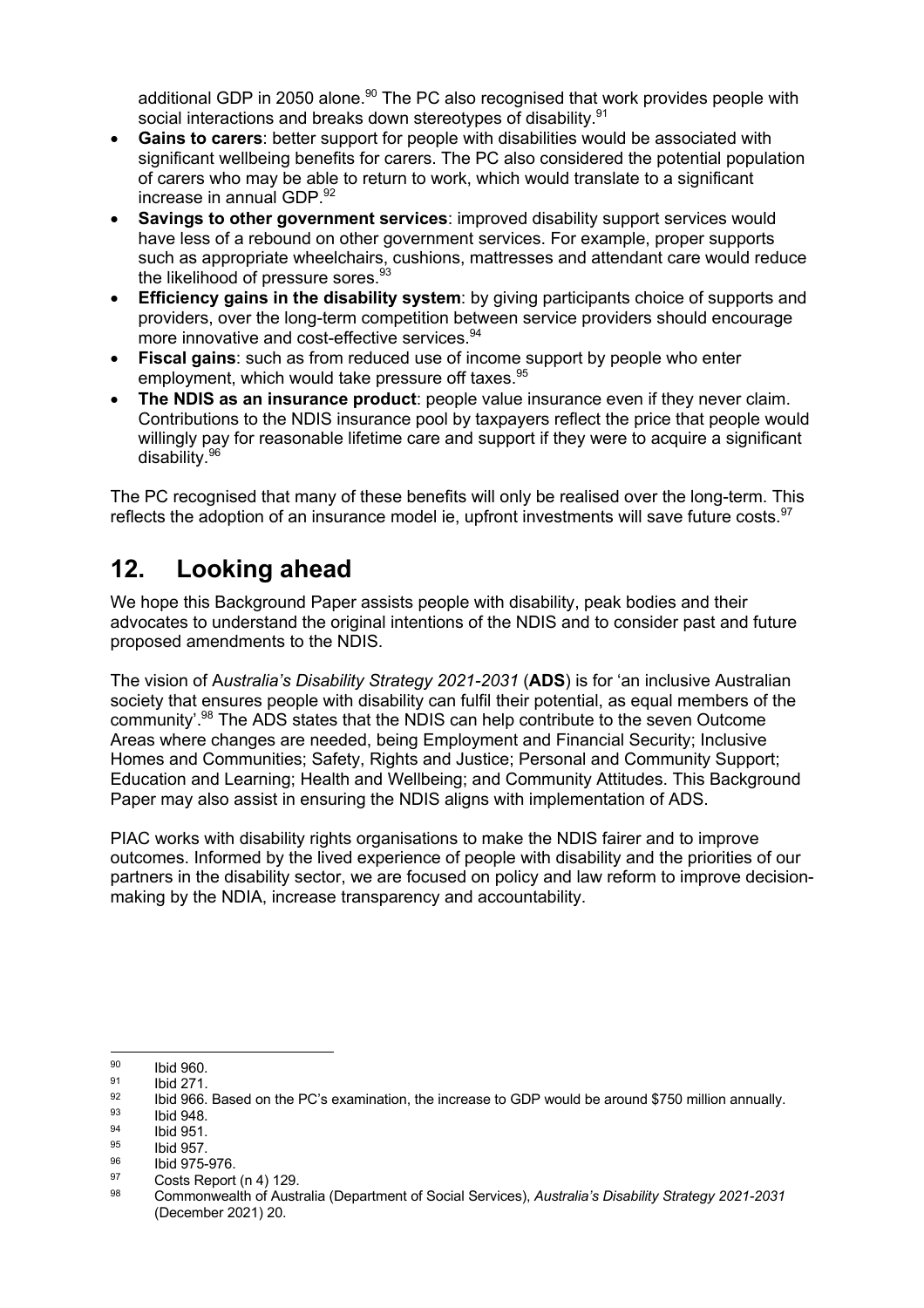additional GDP in 2050 alone.[90] The PC also recognised that work provides people with social interactions and breaks down stereotypes of disability.[91]

- **Gains to carers**: better support for people with disabilities would be associated with significant wellbeing benefits for carers. The PC also considered the potential population of carers who may be able to return to work, which would translate to a significant increase in annual GDP.[92]
- **Savings to other government services**: improved disability support services would have less of a rebound on other government services. For example, proper supports such as appropriate wheelchairs, cushions, mattresses and attendant care would reduce the likelihood of pressure sores.[93]
- **Efficiency gains in the disability system**: by giving participants choice of supports and providers, over the long-term competition between service providers should encourage more innovative and cost-effective services.[94]
- **Fiscal gains**: such as from reduced use of income support by people who enter employment, which would take pressure off taxes.[95]
- **The NDIS as an insurance product**: people value insurance even if they never claim. Contributions to the NDIS insurance pool by taxpayers reflect the price that people would willingly pay for reasonable lifetime care and support if they were to acquire a significant disability.[96]

The PC recognised that many of these benefits will only be realised over the long-term. This reflects the adoption of an insurance model ie, upfront investments will save future costs.[97]

## 12. Looking ahead

We hope this Background Paper assists people with disability, peak bodies and their advocates to understand the original intentions of the NDIS and to consider past and future proposed amendments to the NDIS.

The vision of A*ustralia's Disability Strategy 2021-2031* (**ADS**) is for 'an inclusive Australian society that ensures people with disability can fulfil their potential, as equal members of the community'.[98] The ADS states that the NDIS can help contribute to the seven Outcome Areas where changes are needed, being Employment and Financial Security; Inclusive Homes and Communities; Safety, Rights and Justice; Personal and Community Support; Education and Learning; Health and Wellbeing; and Community Attitudes. This Background Paper may also assist in ensuring the NDIS aligns with implementation of ADS.

PIAC works with disability rights organisations to make the NDIS fairer and to improve outcomes. Informed by the lived experience of people with disability and the priorities of our partners in the disability sector, we are focused on policy and law reform to improve decision-making by the NDIA, increase transparency and accountability.

---

[90] Ibid 960.

[91] Ibid 271.

[92] Ibid 966. Based on the PC's examination, the increase to GDP would be around $750 million annually.

[93] Ibid 948.

[94] Ibid 951.

[95] Ibid 957.

[96] Ibid 975-976.

[97] Costs Report (n 4) 129.

[98] Commonwealth of Australia (Department of Social Services), *Australia's Disability Strategy 2021-2031* (December 2021) 20.